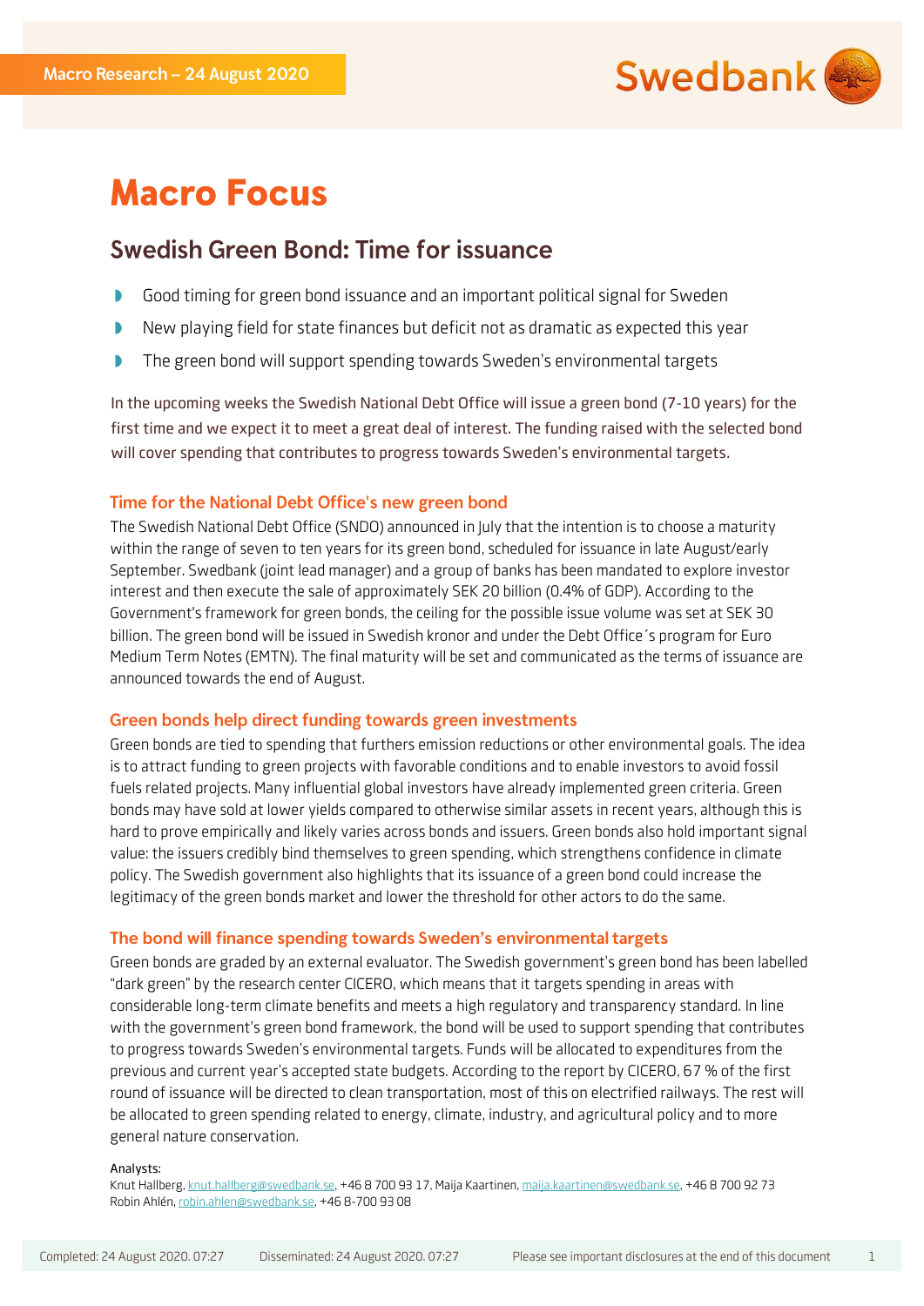Macro Research – 24 August 2020

# Macro Focus

## Swedish Green Bond: Time for issuance

- Good timing for green bond issuance and an important political signal for Sweden
- New playing field for state finances but deficit not as dramatic as expected this year
- The green bond will support spending towards Sweden's environmental targets

In the upcoming weeks the Swedish National Debt Office will issue a green bond (7-10 years) for the first time and we expect it to meet a great deal of interest. The funding raised with the selected bond will cover spending that contributes to progress towards Sweden's environmental targets.

### Time for the National Debt Office's new green bond

The Swedish National Debt Office (SNDO) announced in July that the intention is to choose a maturity within the range of seven to ten years for its green bond, scheduled for issuance in late August/early September. Swedbank (joint lead manager) and a group of banks has been mandated to explore investor interest and then execute the sale of approximately SEK 20 billion (0.4% of GDP). According to the Government's framework for green bonds, the ceiling for the possible issue volume was set at SEK 30 billion. The green bond will be issued in Swedish kronor and under the Debt Office´s program for Euro Medium Term Notes (EMTN). The final maturity will be set and communicated as the terms of issuance are announced towards the end of August.

### Green bonds help direct funding towards green investments

Green bonds are tied to spending that furthers emission reductions or other environmental goals. The idea is to attract funding to green projects with favorable conditions and to enable investors to avoid fossil fuels related projects. Many influential global investors have already implemented green criteria. Green bonds may have sold at lower yields compared to otherwise similar assets in recent years, although this is hard to prove empirically and likely varies across bonds and issuers. Green bonds also hold important signal value: the issuers credibly bind themselves to green spending, which strengthens confidence in climate policy. The Swedish government also highlights that its issuance of a green bond could increase the legitimacy of the green bonds market and lower the threshold for other actors to do the same.

### The bond will finance spending towards Sweden's environmental targets

Green bonds are graded by an external evaluator. The Swedish government's green bond has been labelled "dark green" by the research center CICERO, which means that it targets spending in areas with considerable long-term climate benefits and meets a high regulatory and transparency standard. In line with the government's green bond framework, the bond will be used to support spending that contributes to progress towards Sweden's environmental targets. Funds will be allocated to expenditures from the previous and current year's accepted state budgets. According to the report by CICERO, 67 % of the first round of issuance will be directed to clean transportation, most of this on electrified railways. The rest will be allocated to green spending related to energy, climate, industry, and agricultural policy and to more general nature conservation.

Analysts:
Knut Hallberg, knut.hallberg@swedbank.se, +46 8 700 93 17, Maija Kaartinen, maija.kaartinen@swedbank.se, +46 8 700 92 73
Robin Ahlén, robin.ahlen@swedbank.se, +46 8-700 93 08

Completed: 24 August 2020. 07:27 Disseminated: 24 August 2020. 07:27 Please see important disclosures at the end of this document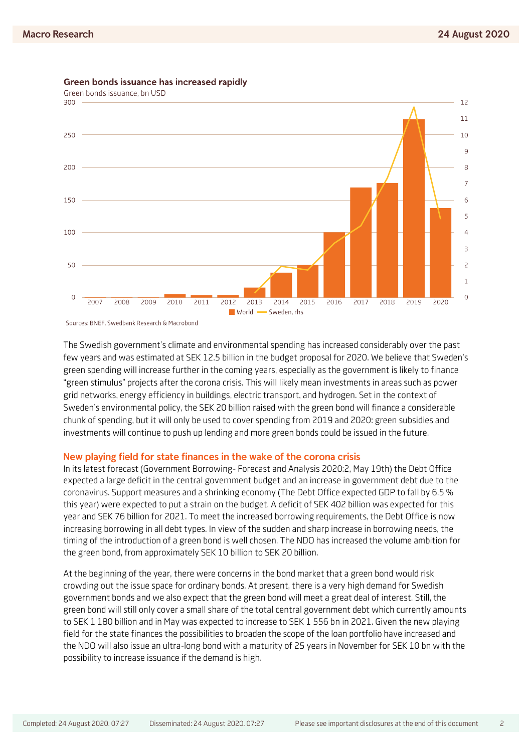**Green bonds issuance has increased rapidly**

Green bonds issuance, bn USD

Sources: BNEF, Swedbank Research & Macrobond

The Swedish government's climate and environmental spending has increased considerably over the past few years and was estimated at SEK 12.5 billion in the budget proposal for 2020. We believe that Sweden's green spending will increase further in the coming years, especially as the government is likely to finance "green stimulus" projects after the corona crisis. This will likely mean investments in areas such as power grid networks, energy efficiency in buildings, electric transport, and hydrogen. Set in the context of Sweden's environmental policy, the SEK 20 billion raised with the green bond will finance a considerable chunk of spending, but it will only be used to cover spending from 2019 and 2020: green subsidies and investments will continue to push up lending and more green bonds could be issued in the future.

## New playing field for state finances in the wake of the corona crisis

In its latest forecast (Government Borrowing- Forecast and Analysis 2020:2, May 19th) the Debt Office expected a large deficit in the central government budget and an increase in government debt due to the coronavirus. Support measures and a shrinking economy (The Debt Office expected GDP to fall by 6.5 % this year) were expected to put a strain on the budget. A deficit of SEK 402 billion was expected for this year and SEK 76 billion for 2021. To meet the increased borrowing requirements, the Debt Office is now increasing borrowing in all debt types. In view of the sudden and sharp increase in borrowing needs, the timing of the introduction of a green bond is well chosen. The NDO has increased the volume ambition for the green bond, from approximately SEK 10 billion to SEK 20 billion.

At the beginning of the year, there were concerns in the bond market that a green bond would risk crowding out the issue space for ordinary bonds. At present, there is a very high demand for Swedish government bonds and we also expect that the green bond will meet a great deal of interest. Still, the green bond will still only cover a small share of the total central government debt which currently amounts to SEK 1 180 billion and in May was expected to increase to SEK 1 556 bn in 2021. Given the new playing field for the state finances the possibilities to broaden the scope of the loan portfolio have increased and the NDO will also issue an ultra-long bond with a maturity of 25 years in November for SEK 10 bn with the possibility to increase issuance if the demand is high.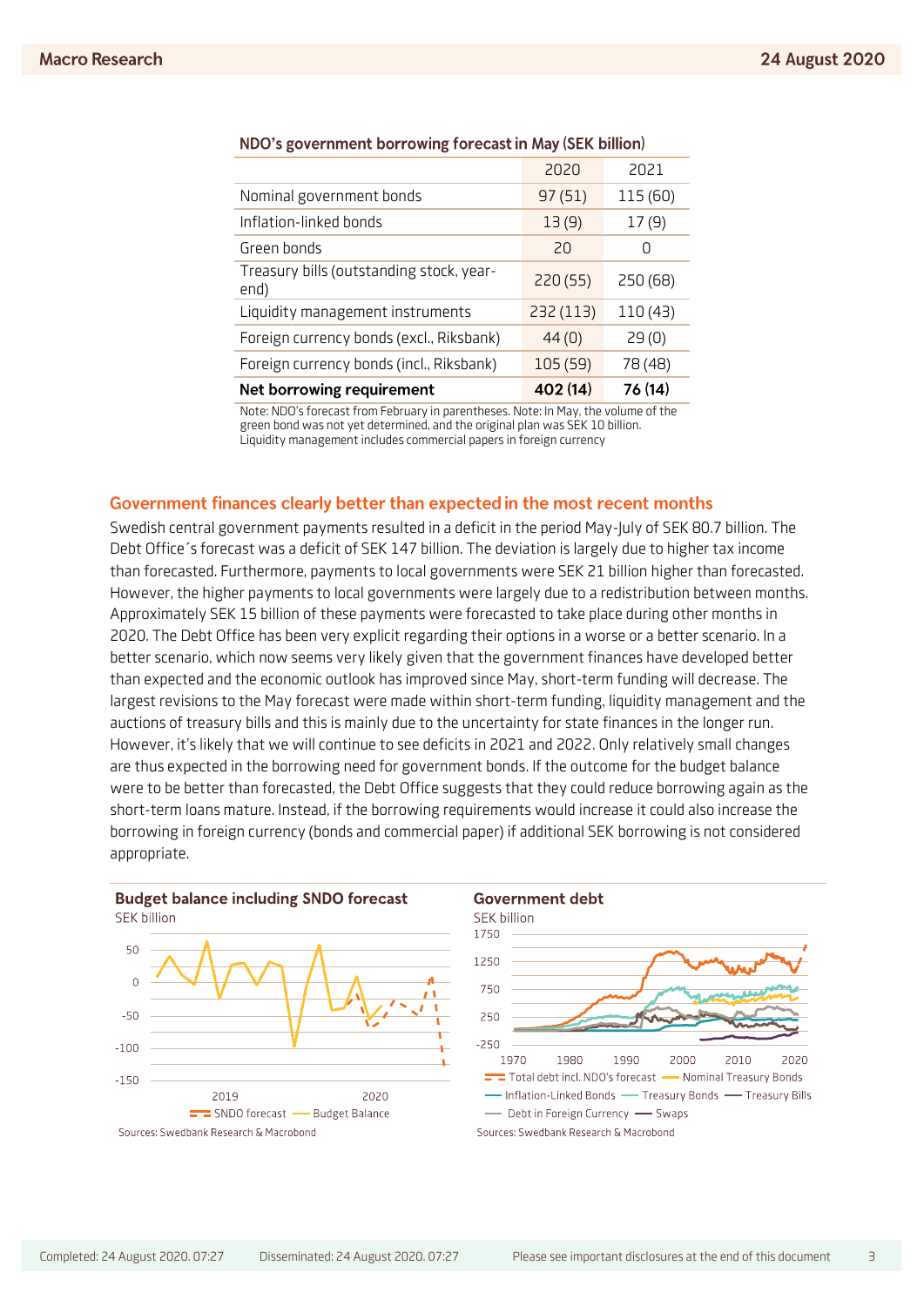**NDO's government borrowing forecast in May (SEK billion)**

| | 2020 | 2021 |
|---|---|---|
| Nominal government bonds | 97 (51) | 115 (60) |
| Inflation-linked bonds | 13 (9) | 17 (9) |
| Green bonds | 20 | 0 |
| Treasury bills (outstanding stock, year-end) | 220 (55) | 250 (68) |
| Liquidity management instruments | 232 (113) | 110 (43) |
| Foreign currency bonds (excl., Riksbank) | 44 (0) | 29 (0) |
| Foreign currency bonds (incl., Riksbank) | 105 (59) | 78 (48) |
| **Net borrowing requirement** | **402 (14)** | **76 (14)** |

Note: NDO's forecast from February in parentheses. Note: In May, the volume of the green bond was not yet determined, and the original plan was SEK 10 billion. Liquidity management includes commercial papers in foreign currency

## Government finances clearly better than expected in the most recent months

Swedish central government payments resulted in a deficit in the period May-July of SEK 80.7 billion. The Debt Office´s forecast was a deficit of SEK 147 billion. The deviation is largely due to higher tax income than forecasted. Furthermore, payments to local governments were SEK 21 billion higher than forecasted. However, the higher payments to local governments were largely due to a redistribution between months. Approximately SEK 15 billion of these payments were forecasted to take place during other months in 2020. The Debt Office has been very explicit regarding their options in a worse or a better scenario. In a better scenario, which now seems very likely given that the government finances have developed better than expected and the economic outlook has improved since May, short-term funding will decrease. The largest revisions to the May forecast were made within short-term funding, liquidity management and the auctions of treasury bills and this is mainly due to the uncertainty for state finances in the longer run. However, it's likely that we will continue to see deficits in 2021 and 2022. Only relatively small changes are thus expected in the borrowing need for government bonds. If the outcome for the budget balance were to be better than forecasted, the Debt Office suggests that they could reduce borrowing again as the short-term loans mature. Instead, if the borrowing requirements would increase it could also increase the borrowing in foreign currency (bonds and commercial paper) if additional SEK borrowing is not considered appropriate.

**Budget balance including SNDO forecast**

SEK billion

Sources: Swedbank Research & Macrobond

**Government debt**

SEK billion

Sources: Swedbank Research & Macrobond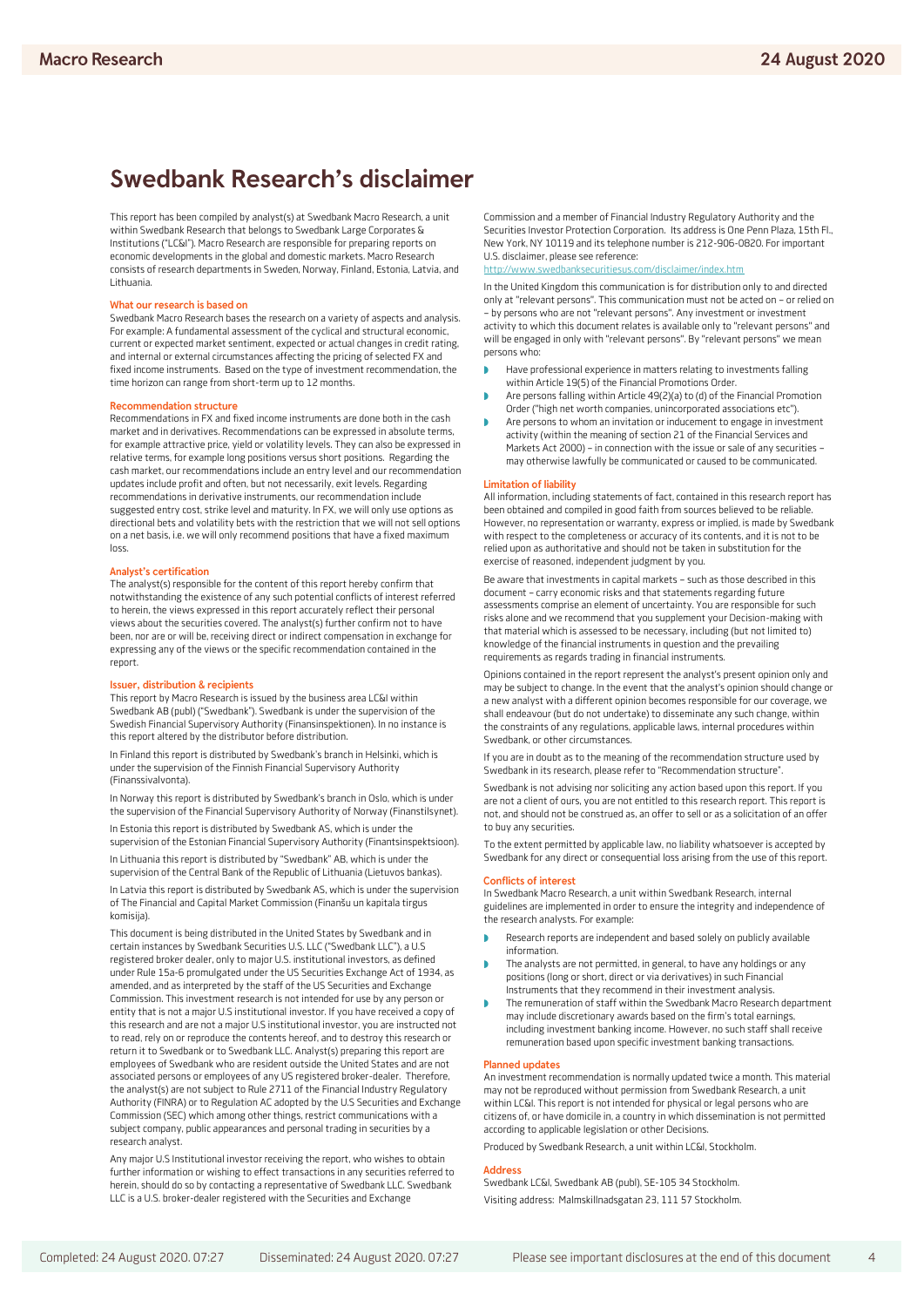# Swedbank Research's disclaimer

This report has been compiled by analyst(s) at Swedbank Macro Research, a unit within Swedbank Research that belongs to Swedbank Large Corporates & Institutions ("LC&I"). Macro Research are responsible for preparing reports on economic developments in the global and domestic markets. Macro Research consists of research departments in Sweden, Norway, Finland, Estonia, Latvia, and Lithuania.

### What our research is based on

Swedbank Macro Research bases the research on a variety of aspects and analysis. For example: A fundamental assessment of the cyclical and structural economic, current or expected market sentiment, expected or actual changes in credit rating, and internal or external circumstances affecting the pricing of selected FX and fixed income instruments. Based on the type of investment recommendation, the time horizon can range from short-term up to 12 months.

### Recommendation structure

Recommendations in FX and fixed income instruments are done both in the cash market and in derivatives. Recommendations can be expressed in absolute terms, for example attractive price, yield or volatility levels. They can also be expressed in relative terms, for example long positions versus short positions. Regarding the cash market, our recommendations include an entry level and our recommendation updates include profit and often, but not necessarily, exit levels. Regarding recommendations in derivative instruments, our recommendation include suggested entry cost, strike level and maturity. In FX, we will only use options as directional bets and volatility bets with the restriction that we will not sell options on a net basis, i.e. we will only recommend positions that have a fixed maximum loss.

### Analyst's certification

The analyst(s) responsible for the content of this report hereby confirm that notwithstanding the existence of any such potential conflicts of interest referred to herein, the views expressed in this report accurately reflect their personal views about the securities covered. The analyst(s) further confirm not to have been, nor are or will be, receiving direct or indirect compensation in exchange for expressing any of the views or the specific recommendation contained in the report.

### Issuer, distribution & recipients

This report by Macro Research is issued by the business area LC&I within Swedbank AB (publ) ("Swedbank"). Swedbank is under the supervision of the Swedish Financial Supervisory Authority (Finansinspektionen). In no instance is this report altered by the distributor before distribution.

In Finland this report is distributed by Swedbank's branch in Helsinki, which is under the supervision of the Finnish Financial Supervisory Authority (Finanssivalvonta).

In Norway this report is distributed by Swedbank's branch in Oslo, which is under the supervision of the Financial Supervisory Authority of Norway (Finanstilsynet).

In Estonia this report is distributed by Swedbank AS, which is under the supervision of the Estonian Financial Supervisory Authority (Finantsinspektsioon).

In Lithuania this report is distributed by "Swedbank" AB, which is under the supervision of the Central Bank of the Republic of Lithuania (Lietuvos bankas).

In Latvia this report is distributed by Swedbank AS, which is under the supervision of The Financial and Capital Market Commission (Finanšu un kapitala tirgus komisija).

This document is being distributed in the United States by Swedbank and in certain instances by Swedbank Securities U.S. LLC ("Swedbank LLC"), a U.S registered broker dealer, only to major U.S. institutional investors, as defined under Rule 15a-6 promulgated under the US Securities Exchange Act of 1934, as amended, and as interpreted by the staff of the US Securities and Exchange Commission. This investment research is not intended for use by any person or entity that is not a major U.S institutional investor. If you have received a copy of this research and are not a major U.S institutional investor, you are instructed not to read, rely on or reproduce the contents hereof, and to destroy this research or return it to Swedbank or to Swedbank LLC. Analyst(s) preparing this report are employees of Swedbank who are resident outside the United States and are not associated persons or employees of any US registered broker-dealer. Therefore, the analyst(s) are not subject to Rule 2711 of the Financial Industry Regulatory Authority (FINRA) or to Regulation AC adopted by the U.S Securities and Exchange Commission (SEC) which among other things, restrict communications with a subject company, public appearances and personal trading in securities by a research analyst.

Any major U.S Institutional investor receiving the report, who wishes to obtain further information or wishing to effect transactions in any securities referred to herein, should do so by contacting a representative of Swedbank LLC. Swedbank LLC is a U.S. broker-dealer registered with the Securities and Exchange Commission and a member of Financial Industry Regulatory Authority and the Securities Investor Protection Corporation. Its address is One Penn Plaza, 15th Fl., New York, NY 10119 and its telephone number is 212-906-0820. For important U.S. disclaimer, please see reference: http://www.swedbanksecuritiesus.com/disclaimer/index.htm

In the United Kingdom this communication is for distribution only to and directed only at "relevant persons". This communication must not be acted on – or relied on – by persons who are not "relevant persons". Any investment or investment activity to which this document relates is available only to "relevant persons" and will be engaged in only with "relevant persons". By "relevant persons" we mean persons who:

- Have professional experience in matters relating to investments falling within Article 19(5) of the Financial Promotions Order.
- Are persons falling within Article 49(2)(a) to (d) of the Financial Promotion Order ("high net worth companies, unincorporated associations etc").
- Are persons to whom an invitation or inducement to engage in investment activity (within the meaning of section 21 of the Financial Services and Markets Act 2000) – in connection with the issue or sale of any securities – may otherwise lawfully be communicated or caused to be communicated.

### Limitation of liability

All information, including statements of fact, contained in this research report has been obtained and compiled in good faith from sources believed to be reliable. However, no representation or warranty, express or implied, is made by Swedbank with respect to the completeness or accuracy of its contents, and it is not to be relied upon as authoritative and should not be taken in substitution for the exercise of reasoned, independent judgment by you.

Be aware that investments in capital markets – such as those described in this document – carry economic risks and that statements regarding future assessments comprise an element of uncertainty. You are responsible for such risks alone and we recommend that you supplement your Decision-making with that material which is assessed to be necessary, including (but not limited to) knowledge of the financial instruments in question and the prevailing requirements as regards trading in financial instruments.

Opinions contained in the report represent the analyst's present opinion only and may be subject to change. In the event that the analyst's opinion should change or a new analyst with a different opinion becomes responsible for our coverage, we shall endeavour (but do not undertake) to disseminate any such change, within the constraints of any regulations, applicable laws, internal procedures within Swedbank, or other circumstances.

If you are in doubt as to the meaning of the recommendation structure used by Swedbank in its research, please refer to "Recommendation structure".

Swedbank is not advising nor soliciting any action based upon this report. If you are not a client of ours, you are not entitled to this research report. This report is not, and should not be construed as, an offer to sell or as a solicitation of an offer to buy any securities.

To the extent permitted by applicable law, no liability whatsoever is accepted by Swedbank for any direct or consequential loss arising from the use of this report.

### Conflicts of interest

In Swedbank Macro Research, a unit within Swedbank Research, internal guidelines are implemented in order to ensure the integrity and independence of the research analysts. For example:

- Research reports are independent and based solely on publicly available information.
- The analysts are not permitted, in general, to have any holdings or any positions (long or short, direct or via derivatives) in such Financial Instruments that they recommend in their investment analysis.
- The remuneration of staff within the Swedbank Macro Research department may include discretionary awards based on the firm's total earnings, including investment banking income. However, no such staff shall receive remuneration based upon specific investment banking transactions.

### Planned updates

An investment recommendation is normally updated twice a month. This material may not be reproduced without permission from Swedbank Research, a unit within LC&I. This report is not intended for physical or legal persons who are citizens of, or have domicile in, a country in which dissemination is not permitted according to applicable legislation or other Decisions.

Produced by Swedbank Research, a unit within LC&I, Stockholm.

### Address

Swedbank LC&I, Swedbank AB (publ), SE-105 34 Stockholm.

Visiting address: Malmskillnadsgatan 23, 111 57 Stockholm.

Completed: 24 August 2020. 07:27 Disseminated: 24 August 2020. 07:27